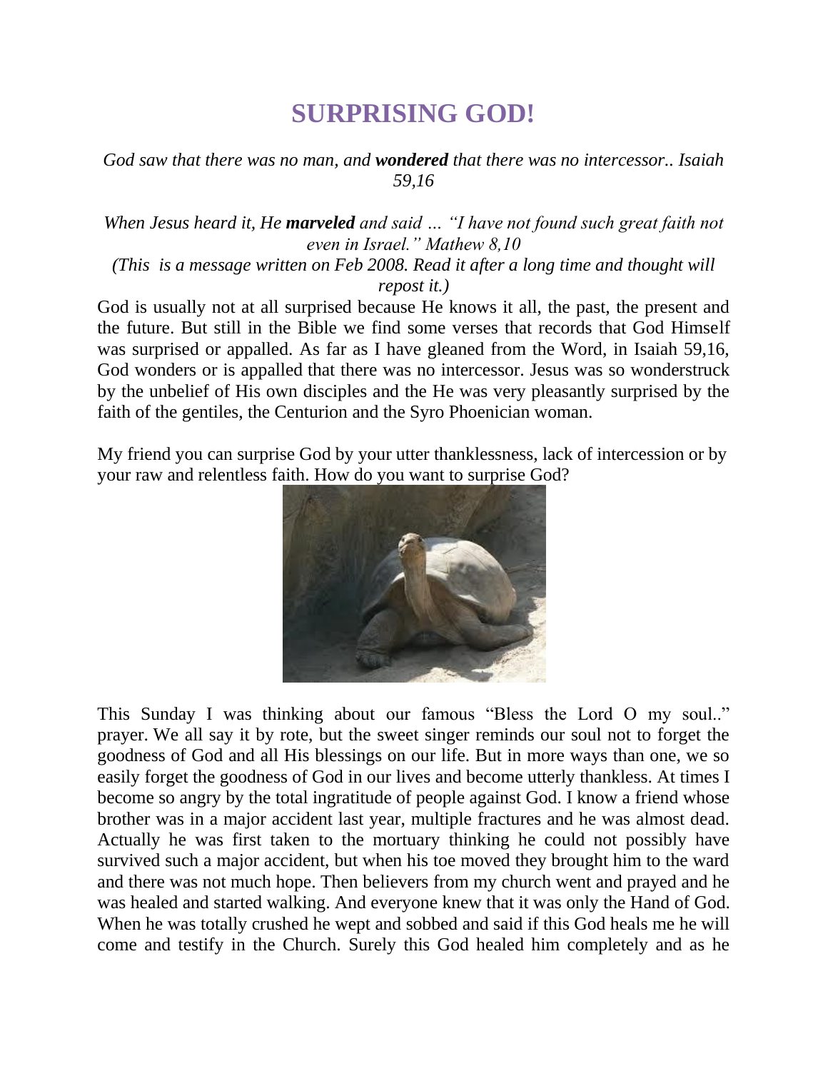# SURPRISING GOD!

*God saw that there was no man, and **wondered** that there was no intercessor.. Isaiah 59,16*

*When Jesus heard it, He **marveled** and said … "I have not found such great faith not even in Israel." Mathew 8,10*

*(This is a message written on Feb 2008. Read it after a long time and thought will repost it.)*

God is usually not at all surprised because He knows it all, the past, the present and the future. But still in the Bible we find some verses that records that God Himself was surprised or appalled. As far as I have gleaned from the Word, in Isaiah 59,16, God wonders or is appalled that there was no intercessor. Jesus was so wonderstruck by the unbelief of His own disciples and the He was very pleasantly surprised by the faith of the gentiles, the Centurion and the Syro Phoenician woman.

My friend you can surprise God by your utter thanklessness, lack of intercession or by your raw and relentless faith. How do you want to surprise God?

This Sunday I was thinking about our famous "Bless the Lord O my soul.." prayer. We all say it by rote, but the sweet singer reminds our soul not to forget the goodness of God and all His blessings on our life. But in more ways than one, we so easily forget the goodness of God in our lives and become utterly thankless. At times I become so angry by the total ingratitude of people against God. I know a friend whose brother was in a major accident last year, multiple fractures and he was almost dead. Actually he was first taken to the mortuary thinking he could not possibly have survived such a major accident, but when his toe moved they brought him to the ward and there was not much hope. Then believers from my church went and prayed and he was healed and started walking. And everyone knew that it was only the Hand of God. When he was totally crushed he wept and sobbed and said if this God heals me he will come and testify in the Church. Surely this God healed him completely and as he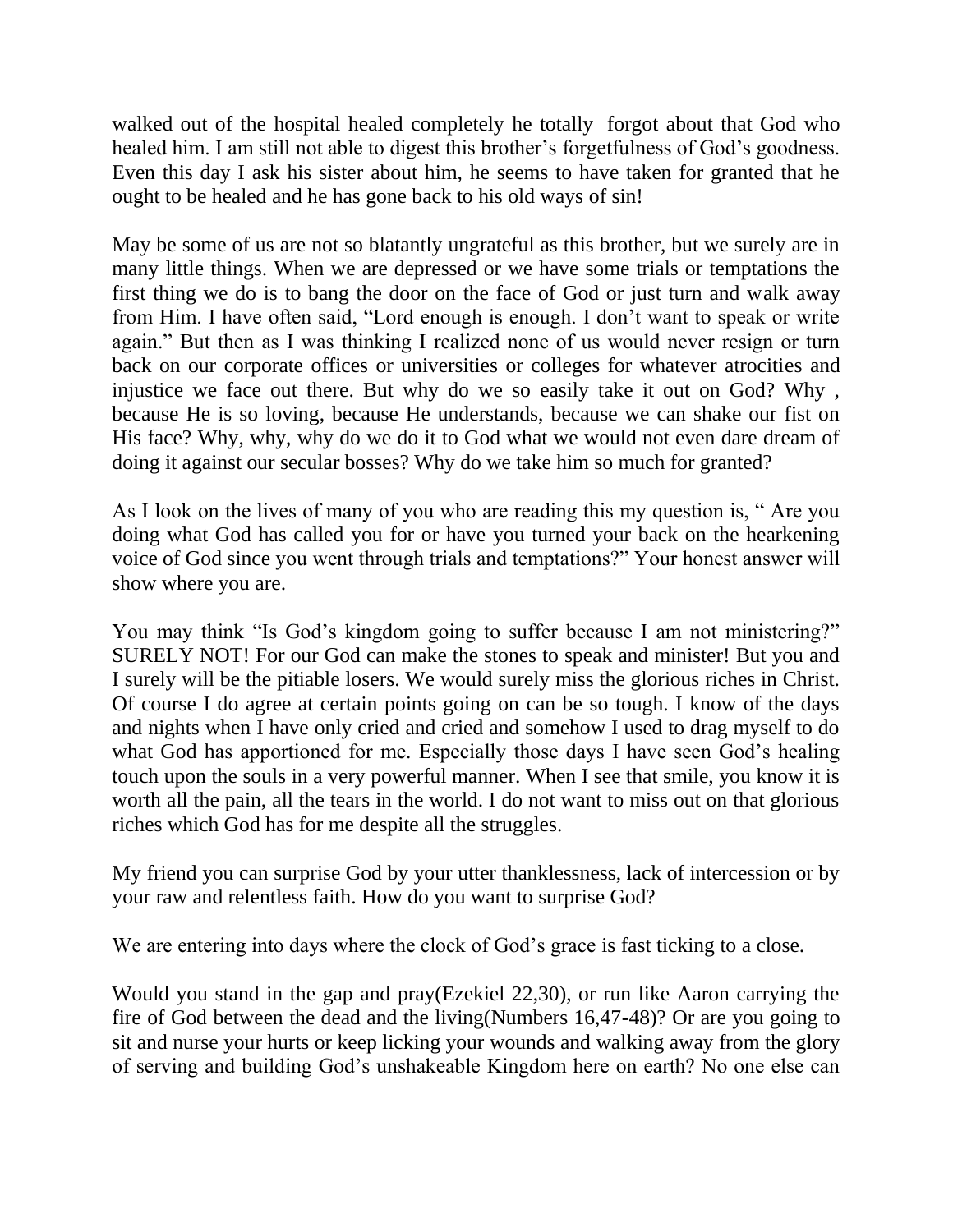walked out of the hospital healed completely he totally forgot about that God who healed him. I am still not able to digest this brother's forgetfulness of God's goodness. Even this day I ask his sister about him, he seems to have taken for granted that he ought to be healed and he has gone back to his old ways of sin!

May be some of us are not so blatantly ungrateful as this brother, but we surely are in many little things. When we are depressed or we have some trials or temptations the first thing we do is to bang the door on the face of God or just turn and walk away from Him. I have often said, "Lord enough is enough. I don't want to speak or write again." But then as I was thinking I realized none of us would never resign or turn back on our corporate offices or universities or colleges for whatever atrocities and injustice we face out there. But why do we so easily take it out on God? Why , because He is so loving, because He understands, because we can shake our fist on His face? Why, why, why do we do it to God what we would not even dare dream of doing it against our secular bosses? Why do we take him so much for granted?

As I look on the lives of many of you who are reading this my question is, " Are you doing what God has called you for or have you turned your back on the hearkening voice of God since you went through trials and temptations?" Your honest answer will show where you are.

You may think "Is God's kingdom going to suffer because I am not ministering?" SURELY NOT! For our God can make the stones to speak and minister! But you and I surely will be the pitiable losers. We would surely miss the glorious riches in Christ. Of course I do agree at certain points going on can be so tough. I know of the days and nights when I have only cried and cried and somehow I used to drag myself to do what God has apportioned for me. Especially those days I have seen God's healing touch upon the souls in a very powerful manner. When I see that smile, you know it is worth all the pain, all the tears in the world. I do not want to miss out on that glorious riches which God has for me despite all the struggles.

My friend you can surprise God by your utter thanklessness, lack of intercession or by your raw and relentless faith. How do you want to surprise God?

We are entering into days where the clock of God's grace is fast ticking to a close.

Would you stand in the gap and pray(Ezekiel 22,30), or run like Aaron carrying the fire of God between the dead and the living(Numbers 16,47-48)? Or are you going to sit and nurse your hurts or keep licking your wounds and walking away from the glory of serving and building God's unshakeable Kingdom here on earth? No one else can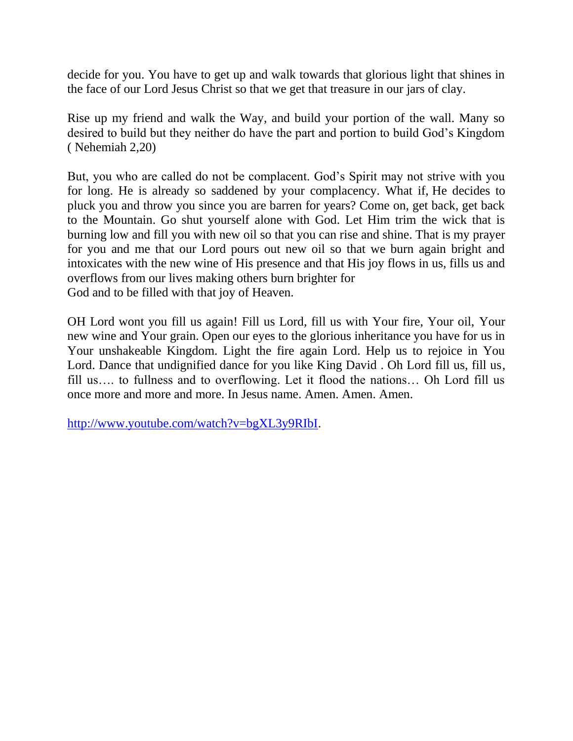decide for you. You have to get up and walk towards that glorious light that shines in the face of our Lord Jesus Christ so that we get that treasure in our jars of clay.

Rise up my friend and walk the Way, and build your portion of the wall. Many so desired to build but they neither do have the part and portion to build God's Kingdom ( Nehemiah 2,20)

But, you who are called do not be complacent. God's Spirit may not strive with you for long. He is already so saddened by your complacency. What if, He decides to pluck you and throw you since you are barren for years? Come on, get back, get back to the Mountain. Go shut yourself alone with God. Let Him trim the wick that is burning low and fill you with new oil so that you can rise and shine. That is my prayer for you and me that our Lord pours out new oil so that we burn again bright and intoxicates with the new wine of His presence and that His joy flows in us, fills us and overflows from our lives making others burn brighter for
God and to be filled with that joy of Heaven.

OH Lord wont you fill us again! Fill us Lord, fill us with Your fire, Your oil, Your new wine and Your grain. Open our eyes to the glorious inheritance you have for us in Your unshakeable Kingdom. Light the fire again Lord. Help us to rejoice in You Lord. Dance that undignified dance for you like King David . Oh Lord fill us, fill us, fill us…. to fullness and to overflowing. Let it flood the nations… Oh Lord fill us once more and more and more. In Jesus name. Amen. Amen. Amen.

http://www.youtube.com/watch?v=bgXL3y9RIbI.